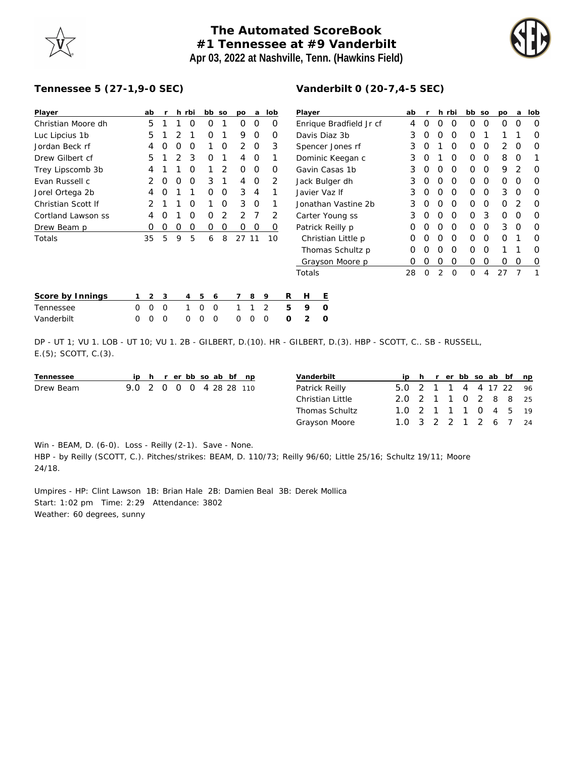# The Automated ScoreBook

## #1 Tennessee at #9 Vanderbilt

**Apr 03, 2022 at Nashville, Tenn. (Hawkins Field)**

### Tennessee 5 (27-1,9-0 SEC)

| Player | ab | r | h | rbi | bb | so | po | a | lob |
|---|---|---|---|---|---|---|---|---|---|
| Christian Moore dh | 5 | 1 | 1 | 0 | 0 | 1 | 0 | 0 | 0 |
| Luc Lipcius 1b | 5 | 1 | 2 | 1 | 0 | 1 | 9 | 0 | 0 |
| Jordan Beck rf | 4 | 0 | 0 | 0 | 1 | 0 | 2 | 0 | 3 |
| Drew Gilbert cf | 5 | 1 | 2 | 3 | 0 | 1 | 4 | 0 | 1 |
| Trey Lipscomb 3b | 4 | 1 | 1 | 0 | 1 | 2 | 0 | 0 | 0 |
| Evan Russell c | 2 | 0 | 0 | 0 | 3 | 1 | 4 | 0 | 2 |
| Jorel Ortega 2b | 4 | 0 | 1 | 1 | 0 | 0 | 3 | 4 | 1 |
| Christian Scott lf | 2 | 1 | 1 | 0 | 1 | 0 | 3 | 0 | 1 |
| Cortland Lawson ss | 4 | 0 | 1 | 0 | 0 | 2 | 2 | 7 | 2 |
| Drew Beam p | 0 | 0 | 0 | 0 | 0 | 0 | 0 | 0 | 0 |
| Totals | 35 | 5 | 9 | 5 | 6 | 8 | 27 | 11 | 10 |

### Vanderbilt 0 (20-7,4-5 SEC)

| Player | ab | r | h | rbi | bb | so | po | a | lob |
|---|---|---|---|---|---|---|---|---|---|
| Enrique Bradfield Jr cf | 4 | 0 | 0 | 0 | 0 | 0 | 0 | 0 | 0 |
| Davis Diaz 3b | 3 | 0 | 0 | 0 | 0 | 1 | 1 | 1 | 0 |
| Spencer Jones rf | 3 | 0 | 1 | 0 | 0 | 0 | 2 | 0 | 0 |
| Dominic Keegan c | 3 | 0 | 1 | 0 | 0 | 0 | 8 | 0 | 1 |
| Gavin Casas 1b | 3 | 0 | 0 | 0 | 0 | 0 | 9 | 2 | 0 |
| Jack Bulger dh | 3 | 0 | 0 | 0 | 0 | 0 | 0 | 0 | 0 |
| Javier Vaz lf | 3 | 0 | 0 | 0 | 0 | 0 | 3 | 0 | 0 |
| Jonathan Vastine 2b | 3 | 0 | 0 | 0 | 0 | 0 | 0 | 2 | 0 |
| Carter Young ss | 3 | 0 | 0 | 0 | 0 | 3 | 0 | 0 | 0 |
| Patrick Reilly p | 0 | 0 | 0 | 0 | 0 | 0 | 3 | 0 | 0 |
| Christian Little p | 0 | 0 | 0 | 0 | 0 | 0 | 0 | 1 | 0 |
| Thomas Schultz p | 0 | 0 | 0 | 0 | 0 | 0 | 1 | 1 | 0 |
| Grayson Moore p | 0 | 0 | 0 | 0 | 0 | 0 | 0 | 0 | 0 |
| Totals | 28 | 0 | 2 | 0 | 0 | 4 | 27 | 7 | 1 |

| Score by Innings | 1 | 2 | 3 | 4 | 5 | 6 | 7 | 8 | 9 | R | H | E |
|---|---|---|---|---|---|---|---|---|---|---|---|---|
| Tennessee | 0 | 0 | 0 | 1 | 0 | 0 | 1 | 1 | 2 | **5** | **9** | **0** |
| Vanderbilt | 0 | 0 | 0 | 0 | 0 | 0 | 0 | 0 | 0 | **0** | **2** | **0** |

DP - UT 1; VU 1. LOB - UT 10; VU 1. 2B - GILBERT, D.(10). HR - GILBERT, D.(3). HBP - SCOTT, C.. SB - RUSSELL, E.(5); SCOTT, C.(3).

| Tennessee | ip | h | r | er | bb | so | ab | bf | np |
|---|---|---|---|---|---|---|---|---|---|
| Drew Beam | 9.0 | 2 | 0 | 0 | 0 | 4 | 28 | 28 | 110 |

| Vanderbilt | ip | h | r | er | bb | so | ab | bf | np |
|---|---|---|---|---|---|---|---|---|---|
| Patrick Reilly | 5.0 | 2 | 1 | 1 | 4 | 4 | 17 | 22 | 96 |
| Christian Little | 2.0 | 2 | 1 | 1 | 0 | 2 | 8 | 8 | 25 |
| Thomas Schultz | 1.0 | 2 | 1 | 1 | 1 | 0 | 4 | 5 | 19 |
| Grayson Moore | 1.0 | 3 | 2 | 2 | 1 | 2 | 6 | 7 | 24 |

Win - BEAM, D. (6-0). Loss - Reilly (2-1). Save - None.
HBP - by Reilly (SCOTT, C.). Pitches/strikes: BEAM, D. 110/73; Reilly 96/60; Little 25/16; Schultz 19/11; Moore 24/18.

Umpires - HP: Clint Lawson 1B: Brian Hale 2B: Damien Beal 3B: Derek Mollica
Start: 1:02 pm Time: 2:29 Attendance: 3802
Weather: 60 degrees, sunny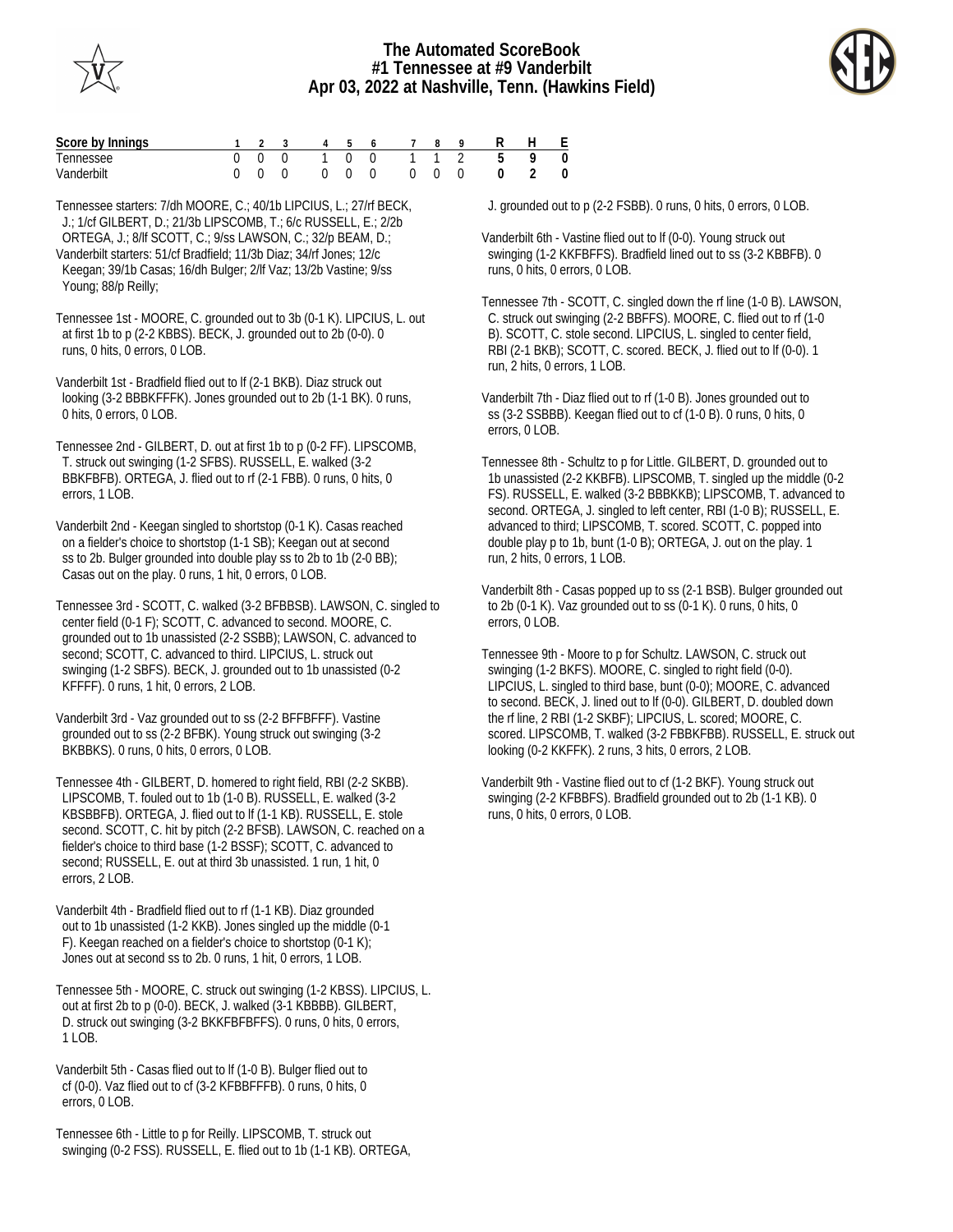# The Automated ScoreBook
## #1 Tennessee at #9 Vanderbilt
## Apr 03, 2022 at Nashville, Tenn. (Hawkins Field)

| Score by Innings | 1 | 2 | 3 | 4 | 5 | 6 | 7 | 8 | 9 | R | H | E |
|---|---|---|---|---|---|---|---|---|---|---|---|---|
| Tennessee | 0 | 0 | 0 | 1 | 0 | 0 | 1 | 1 | 2 | 5 | 9 | 0 |
| Vanderbilt | 0 | 0 | 0 | 0 | 0 | 0 | 0 | 0 | 0 | 0 | 2 | 0 |

Tennessee starters: 7/dh MOORE, C.; 40/1b LIPCIUS, L.; 27/rf BECK, J.; 1/cf GILBERT, D.; 21/3b LIPSCOMB, T.; 6/c RUSSELL, E.; 2/2b ORTEGA, J.; 8/lf SCOTT, C.; 9/ss LAWSON, C.; 32/p BEAM, D.;
Vanderbilt starters: 51/cf Bradfield; 11/3b Diaz; 34/rf Jones; 12/c Keegan; 39/1b Casas; 16/dh Bulger; 2/lf Vaz; 13/2b Vastine; 9/ss Young; 88/p Reilly;

Tennessee 1st - MOORE, C. grounded out to 3b (0-1 K). LIPCIUS, L. out at first 1b to p (2-2 KBBS). BECK, J. grounded out to 2b (0-0). 0 runs, 0 hits, 0 errors, 0 LOB.

Vanderbilt 1st - Bradfield flied out to lf (2-1 BKB). Diaz struck out looking (3-2 BBBKFFFK). Jones grounded out to 2b (1-1 BK). 0 runs, 0 hits, 0 errors, 0 LOB.

Tennessee 2nd - GILBERT, D. out at first 1b to p (0-2 FF). LIPSCOMB, T. struck out swinging (1-2 SFBS). RUSSELL, E. walked (3-2 BBKFBFB). ORTEGA, J. flied out to rf (2-1 FBB). 0 runs, 0 hits, 0 errors, 1 LOB.

Vanderbilt 2nd - Keegan singled to shortstop (0-1 K). Casas reached on a fielder's choice to shortstop (1-1 SB); Keegan out at second ss to 2b. Bulger grounded into double play ss to 2b to 1b (2-0 BB); Casas out on the play. 0 runs, 1 hit, 0 errors, 0 LOB.

Tennessee 3rd - SCOTT, C. walked (3-2 BFBBSB). LAWSON, C. singled to center field (0-1 F); SCOTT, C. advanced to second. MOORE, C. grounded out to 1b unassisted (2-2 SSBB); LAWSON, C. advanced to second; SCOTT, C. advanced to third. LIPCIUS, L. struck out swinging (1-2 SBFS). BECK, J. grounded out to 1b unassisted (0-2 KFFFF). 0 runs, 1 hit, 0 errors, 2 LOB.

Vanderbilt 3rd - Vaz grounded out to ss (2-2 BFFBFFF). Vastine grounded out to ss (2-2 BFBK). Young struck out swinging (3-2 BKBBKS). 0 runs, 0 hits, 0 errors, 0 LOB.

Tennessee 4th - GILBERT, D. homered to right field, RBI (2-2 SKBB). LIPSCOMB, T. fouled out to 1b (1-0 B). RUSSELL, E. walked (3-2 KBSBBFB). ORTEGA, J. flied out to lf (1-1 KB). RUSSELL, E. stole second. SCOTT, C. hit by pitch (2-2 BFSB). LAWSON, C. reached on a fielder's choice to third base (1-2 BSSF); SCOTT, C. advanced to second; RUSSELL, E. out at third 3b unassisted. 1 run, 1 hit, 0 errors, 2 LOB.

Vanderbilt 4th - Bradfield flied out to rf (1-1 KB). Diaz grounded out to 1b unassisted (1-2 KKB). Jones singled up the middle (0-1 F). Keegan reached on a fielder's choice to shortstop (0-1 K); Jones out at second ss to 2b. 0 runs, 1 hit, 0 errors, 1 LOB.

Tennessee 5th - MOORE, C. struck out swinging (1-2 KBSS). LIPCIUS, L. out at first 2b to p (0-0). BECK, J. walked (3-1 KBBBB). GILBERT, D. struck out swinging (3-2 BKFBFBFFS). 0 runs, 0 hits, 0 errors, 1 LOB.

Vanderbilt 5th - Casas flied out to lf (1-0 B). Bulger flied out to cf (0-0). Vaz flied out to cf (3-2 KFBBFFFB). 0 runs, 0 hits, 0 errors, 0 LOB.

Tennessee 6th - Little to p for Reilly. LIPSCOMB, T. struck out swinging (0-2 FSS). RUSSELL, E. flied out to 1b (1-1 KB). ORTEGA, J. grounded out to p (2-2 FSBB). 0 runs, 0 hits, 0 errors, 0 LOB.

Vanderbilt 6th - Vastine flied out to lf (0-0). Young struck out swinging (1-2 KKFBFFS). Bradfield lined out to ss (3-2 KBBFB). 0 runs, 0 hits, 0 errors, 0 LOB.

Tennessee 7th - SCOTT, C. singled down the rf line (1-0 B). LAWSON, C. struck out swinging (2-2 BBFFS). MOORE, C. flied out to rf (1-0 B). SCOTT, C. stole second. LIPCIUS, L. singled to center field, RBI (2-1 BKB); SCOTT, C. scored. BECK, J. flied out to lf (0-0). 1 run, 2 hits, 0 errors, 1 LOB.

Vanderbilt 7th - Diaz flied out to rf (1-0 B). Jones grounded out to ss (3-2 SSBBB). Keegan flied out to cf (1-0 B). 0 runs, 0 hits, 0 errors, 0 LOB.

Tennessee 8th - Schultz to p for Little. GILBERT, D. grounded out to 1b unassisted (2-2 KKBFB). LIPSCOMB, T. singled up the middle (0-2 FS). RUSSELL, E. walked (3-2 BBBKKB); LIPSCOMB, T. advanced to second. ORTEGA, J. singled to left center, RBI (1-0 B); RUSSELL, E. advanced to third; LIPSCOMB, T. scored. SCOTT, C. popped into double play p to 1b, bunt (1-0 B); ORTEGA, J. out on the play. 1 run, 2 hits, 0 errors, 1 LOB.

Vanderbilt 8th - Casas popped up to ss (2-1 BSB). Bulger grounded out to 2b (0-1 K). Vaz grounded out to ss (0-1 K). 0 runs, 0 hits, 0 errors, 0 LOB.

Tennessee 9th - Moore to p for Schultz. LAWSON, C. struck out swinging (1-2 BKFS). MOORE, C. singled to right field (0-0). LIPCIUS, L. singled to third base, bunt (0-0); MOORE, C. advanced to second. BECK, J. lined out to lf (0-0). GILBERT, D. doubled down the rf line, 2 RBI (1-2 SKBF); LIPCIUS, L. scored; MOORE, C. scored. LIPSCOMB, T. walked (3-2 FBBKFBB). RUSSELL, E. struck out looking (0-2 KKFFK). 2 runs, 3 hits, 0 errors, 2 LOB.

Vanderbilt 9th - Vastine flied out to cf (1-2 BKF). Young struck out swinging (2-2 KFBBFS). Bradfield grounded out to 2b (1-1 KB). 0 runs, 0 hits, 0 errors, 0 LOB.